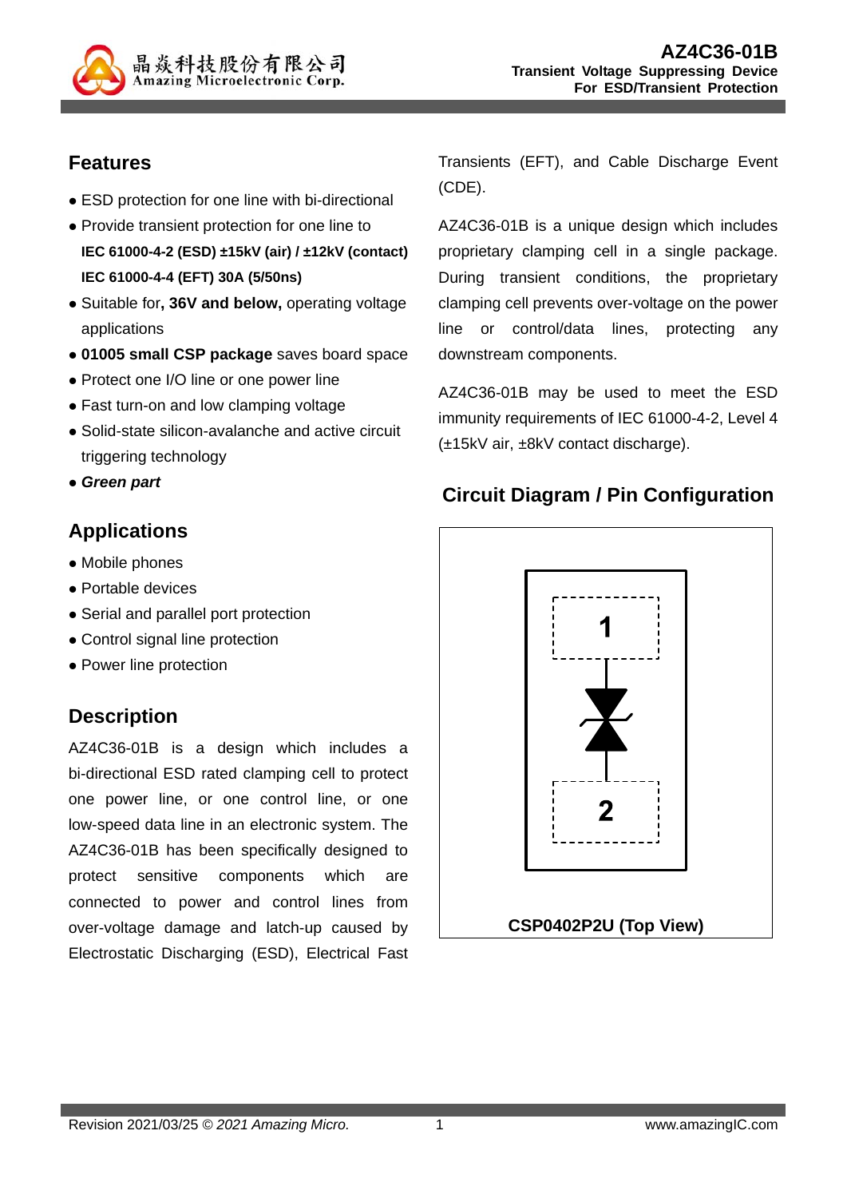# AZ4C36-01B

**Transient Voltage Suppressing Device**
**For ESD/Transient Protection**

## Features

- ESD protection for one line with bi-directional
- Provide transient protection for one line to
  **IEC 61000-4-2 (ESD) ±15kV (air) / ±12kV (contact)**
  **IEC 61000-4-4 (EFT) 30A (5/50ns)**
- Suitable for**, 36V and below,** operating voltage applications
- **01005 small CSP package** saves board space
- Protect one I/O line or one power line
- Fast turn-on and low clamping voltage
- Solid-state silicon-avalanche and active circuit triggering technology
- ***Green part***

## Applications

- Mobile phones
- Portable devices
- Serial and parallel port protection
- Control signal line protection
- Power line protection

## Description

AZ4C36-01B is a design which includes a bi-directional ESD rated clamping cell to protect one power line, or one control line, or one low-speed data line in an electronic system. The AZ4C36-01B has been specifically designed to protect sensitive components which are connected to power and control lines from over-voltage damage and latch-up caused by Electrostatic Discharging (ESD), Electrical Fast Transients (EFT), and Cable Discharge Event (CDE).

AZ4C36-01B is a unique design which includes proprietary clamping cell in a single package. During transient conditions, the proprietary clamping cell prevents over-voltage on the power line or control/data lines, protecting any downstream components.

AZ4C36-01B may be used to meet the ESD immunity requirements of IEC 61000-4-2, Level 4 (±15kV air, ±8kV contact discharge).

## Circuit Diagram / Pin Configuration

1

2

**CSP0402P2U (Top View)**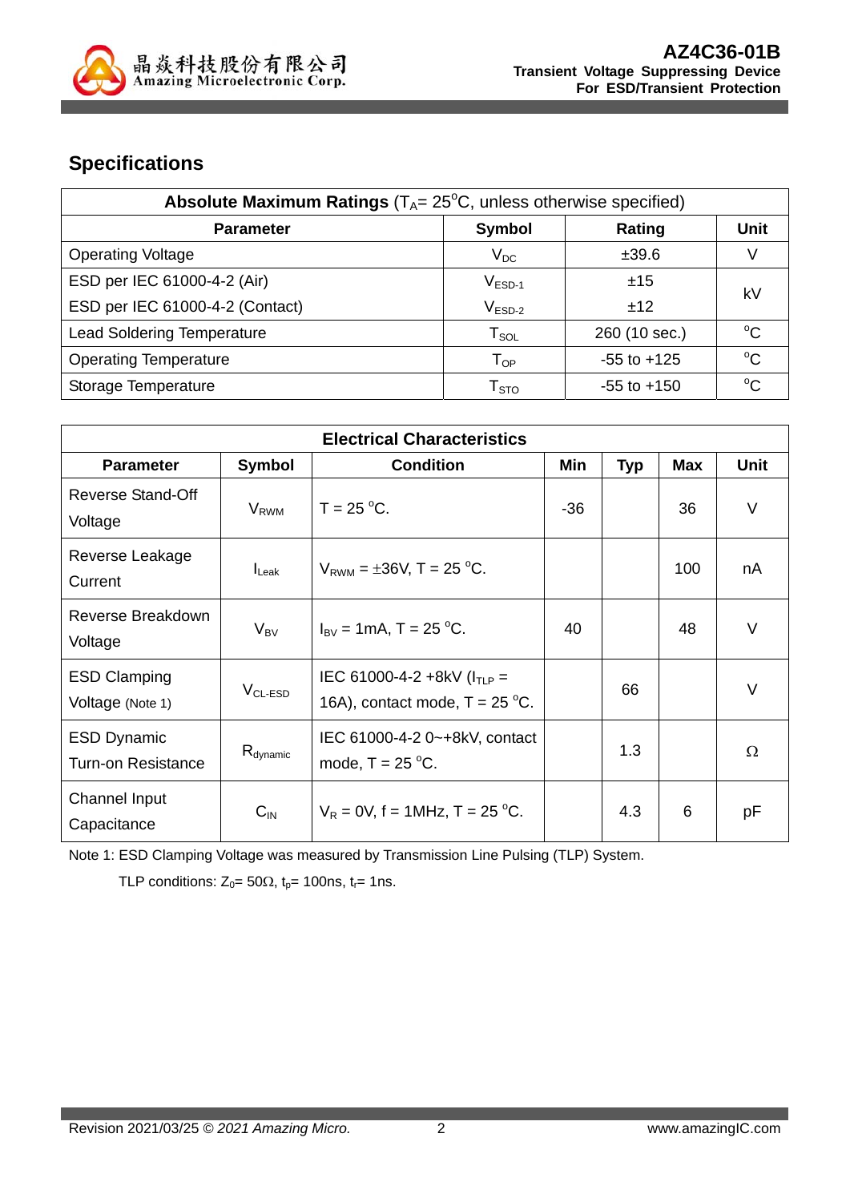## Specifications

| Absolute Maximum Ratings ($T_A$= 25°C, unless otherwise specified) | | | |
|---|---|---|---|
| **Parameter** | **Symbol** | **Rating** | **Unit** |
| Operating Voltage | $V_{DC}$ | ±39.6 | V |
| ESD per IEC 61000-4-2 (Air) | $V_{ESD-1}$ | ±15 | kV |
| ESD per IEC 61000-4-2 (Contact) | $V_{ESD-2}$ | ±12 | kV |
| Lead Soldering Temperature | $T_{SOL}$ | 260 (10 sec.) | °C |
| Operating Temperature | $T_{OP}$ | -55 to +125 | °C |
| Storage Temperature | $T_{STO}$ | -55 to +150 | °C |

| Electrical Characteristics | | | | | | |
|---|---|---|---|---|---|---|
| **Parameter** | **Symbol** | **Condition** | **Min** | **Typ** | **Max** | **Unit** |
| Reverse Stand-Off Voltage | $V_{RWM}$ | T = 25 °C. | -36 | | 36 | V |
| Reverse Leakage Current | $I_{Leak}$ | $V_{RWM}$ = ±36V, T = 25 °C. | | | 100 | nA |
| Reverse Breakdown Voltage | $V_{BV}$ | $I_{BV}$ = 1mA, T = 25 °C. | 40 | | 48 | V |
| ESD Clamping Voltage (Note 1) | $V_{CL-ESD}$ | IEC 61000-4-2 +8kV ($I_{TLP}$ = 16A), contact mode, T = 25 °C. | | 66 | | V |
| ESD Dynamic Turn-on Resistance | $R_{dynamic}$ | IEC 61000-4-2 0~+8kV, contact mode, T = 25 °C. | | 1.3 | | Ω |
| Channel Input Capacitance | $C_{IN}$ | $V_R$ = 0V, f = 1MHz, T = 25 °C. | | 4.3 | 6 | pF |

Note 1: ESD Clamping Voltage was measured by Transmission Line Pulsing (TLP) System.

TLP conditions: $Z_0$= 50Ω, $t_p$= 100ns, $t_r$= 1ns.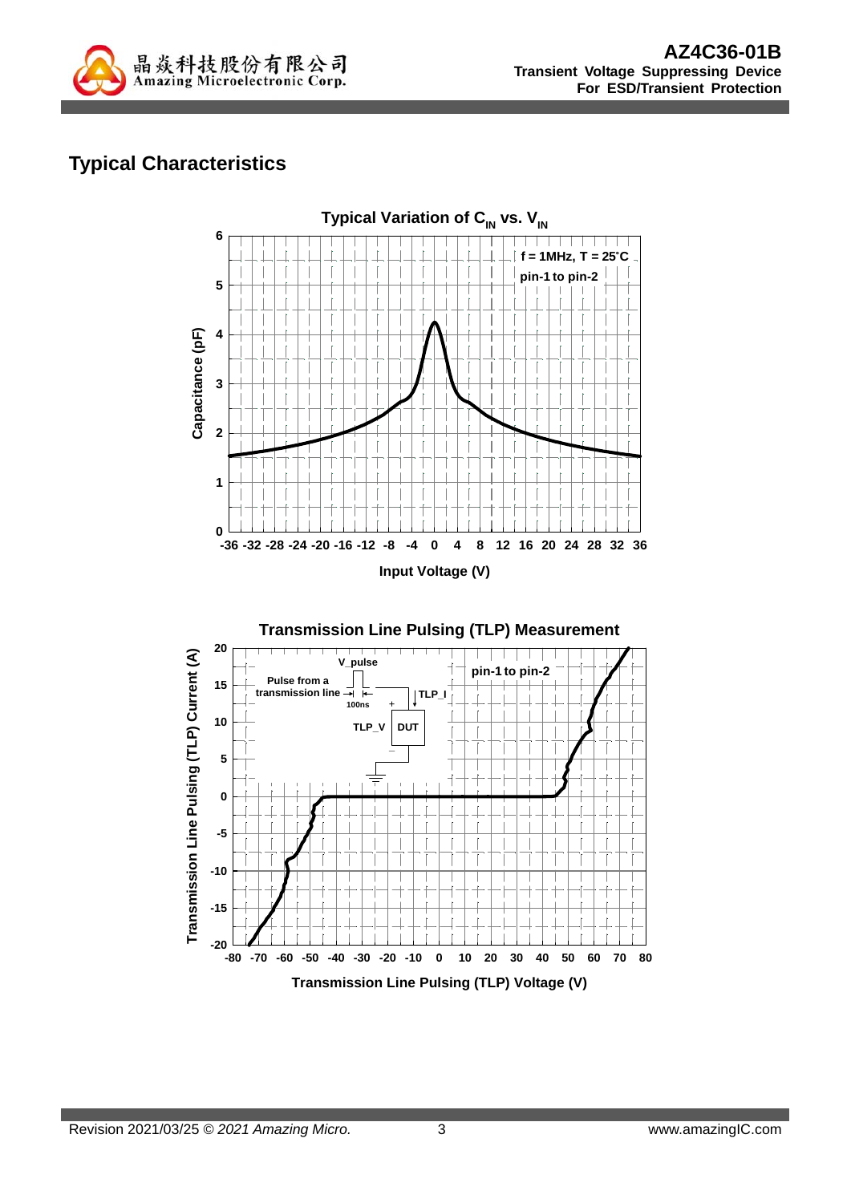## Typical Characteristics

**Typical Variation of $C_{IN}$ vs. $V_{IN}$**

f = 1MHz, T = 25°C

pin-1 to pin-2

Capacitance (pF)

Input Voltage (V)

**Transmission Line Pulsing (TLP) Measurement**

pin-1 to pin-2

V_pulse

Pulse from a transmission line

100ns

TLP_I

TLP_V

DUT

Transmission Line Pulsing (TLP) Current (A)

Transmission Line Pulsing (TLP) Voltage (V)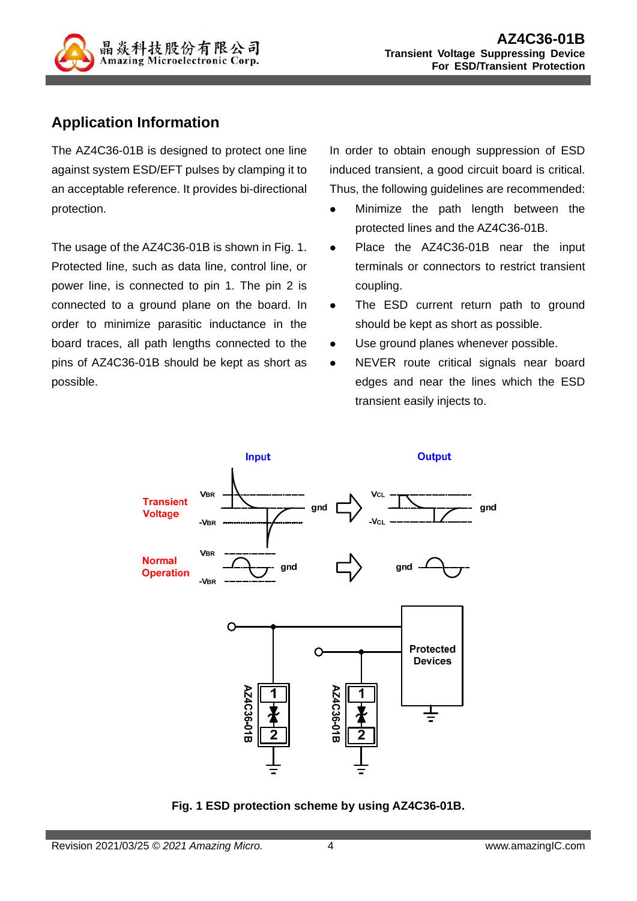## Application Information

The AZ4C36-01B is designed to protect one line against system ESD/EFT pulses by clamping it to an acceptable reference. It provides bi-directional protection.

The usage of the AZ4C36-01B is shown in Fig. 1. Protected line, such as data line, control line, or power line, is connected to pin 1. The pin 2 is connected to a ground plane on the board. In order to minimize parasitic inductance in the board traces, all path lengths connected to the pins of AZ4C36-01B should be kept as short as possible.

In order to obtain enough suppression of ESD induced transient, a good circuit board is critical. Thus, the following guidelines are recommended:

- Minimize the path length between the protected lines and the AZ4C36-01B.
- Place the AZ4C36-01B near the input terminals or connectors to restrict transient coupling.
- The ESD current return path to ground should be kept as short as possible.
- Use ground planes whenever possible.
- NEVER route critical signals near board edges and near the lines which the ESD transient easily injects to.

**Fig. 1 ESD protection scheme by using AZ4C36-01B.**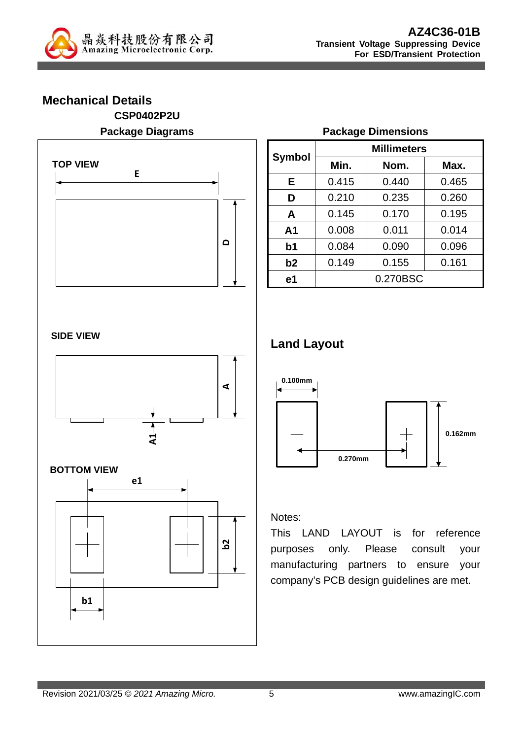## Mechanical Details

**CSP0402P2U**

**Package Diagrams**

TOP VIEW

SIDE VIEW

BOTTOM VIEW

**Package Dimensions**

| Symbol | Millimeters | | |
|---|---|---|---|
| | Min. | Nom. | Max. |
| E | 0.415 | 0.440 | 0.465 |
| D | 0.210 | 0.235 | 0.260 |
| A | 0.145 | 0.170 | 0.195 |
| A1 | 0.008 | 0.011 | 0.014 |
| b1 | 0.084 | 0.090 | 0.096 |
| b2 | 0.149 | 0.155 | 0.161 |
| e1 | 0.270BSC | | |

## Land Layout

0.100mm

0.162mm

0.270mm

Notes:

This LAND LAYOUT is for reference purposes only. Please consult your manufacturing partners to ensure your company's PCB design guidelines are met.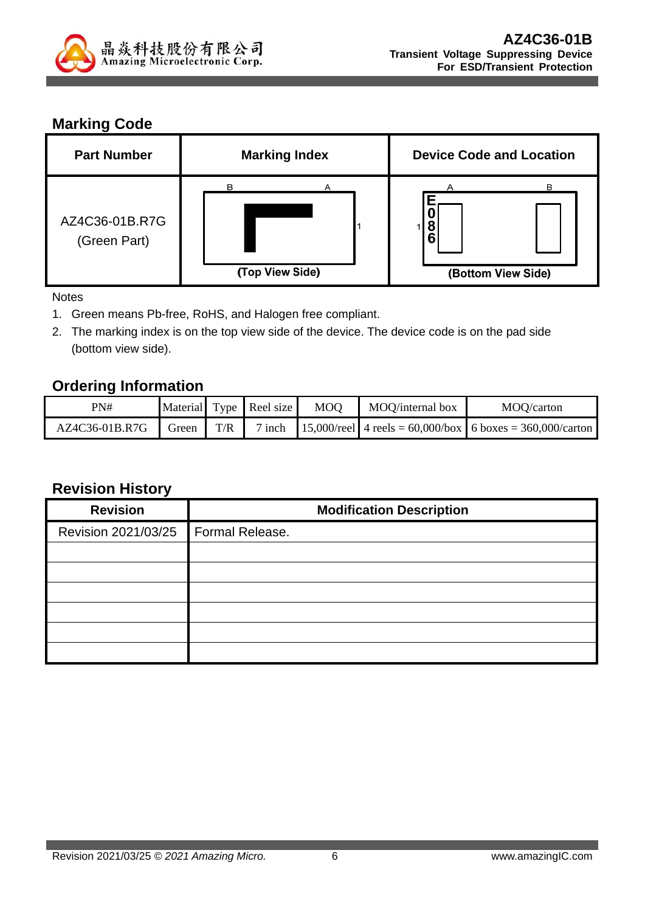## Marking Code

| Part Number | Marking Index | Device Code and Location |
|---|---|---|
| AZ4C36-01B.R7G (Green Part) | B A 1 (Top View Side) | A B 1 E086 (Bottom View Side) |

Notes

1. Green means Pb-free, RoHS, and Halogen free compliant.
2. The marking index is on the top view side of the device. The device code is on the pad side (bottom view side).

## Ordering Information

| PN# | Material | Type | Reel size | MOQ | MOQ/internal box | MOQ/carton |
|---|---|---|---|---|---|---|
| AZ4C36-01B.R7G | Green | T/R | 7 inch | 15,000/reel | 4 reels = 60,000/box | 6 boxes = 360,000/carton |

## Revision History

| Revision | Modification Description |
|---|---|
| Revision 2021/03/25 | Formal Release. |
| | |
| | |
| | |
| | |
| | |
| | |